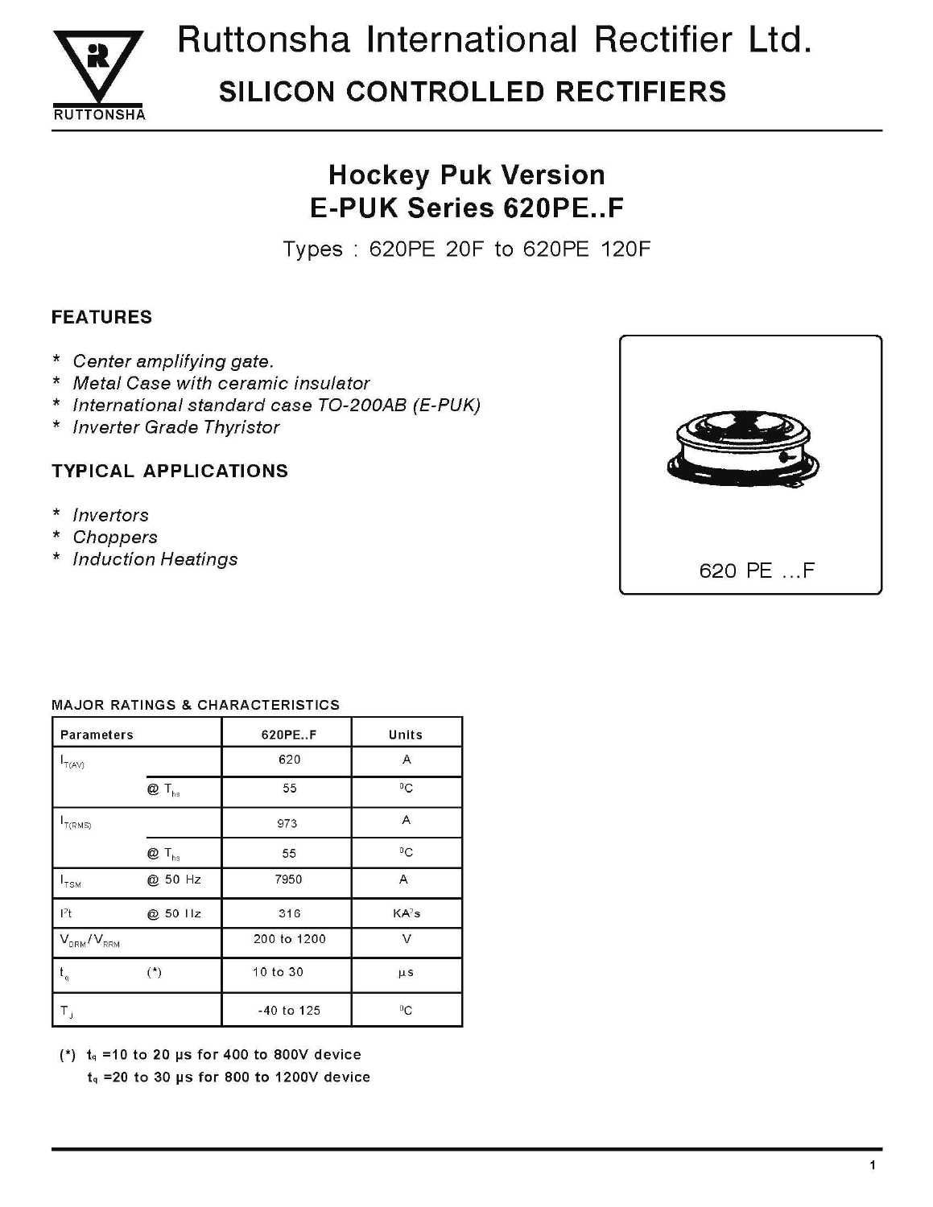# Ruttonsha International Rectifier Ltd.

## SILICON CONTROLLED RECTIFIERS

## Hockey Puk Version
## E-PUK Series 620PE..F

Types : 620PE 20F to 620PE 120F

### FEATURES

- *Center amplifying gate.*
- *Metal Case with ceramic insulator*
- *International standard case TO-200AB (E-PUK)*
- *Inverter Grade Thyristor*

### TYPICAL APPLICATIONS

- *Invertors*
- *Choppers*
- *Induction Heatings*

620 PE ...F

### MAJOR RATINGS & CHARACTERISTICS

| Parameters | | 620PE..F | Units |
|---|---|---|---|
| $I_{T(AV)}$ | | 620 | A |
| | @ $T_{hs}$ | 55 | $^0C$ |
| $I_{T(RMS)}$ | | 973 | A |
| | @ $T_{hs}$ | 55 | $^0C$ |
| $I_{TSM}$ | @ 50 Hz | 7950 | A |
| $I^2t$ | @ 50 Hz | 316 | $KA^2s$ |
| $V_{DRM}/V_{RRM}$ | | 200 to 1200 | V |
| $t_q$ | (*) | 10 to 30 | µs |
| $T_J$ | | -40 to 125 | $^0C$ |

(*) $t_q$ =10 to 20 µs for 400 to 800V device
$t_q$ =20 to 30 µs for 800 to 1200V device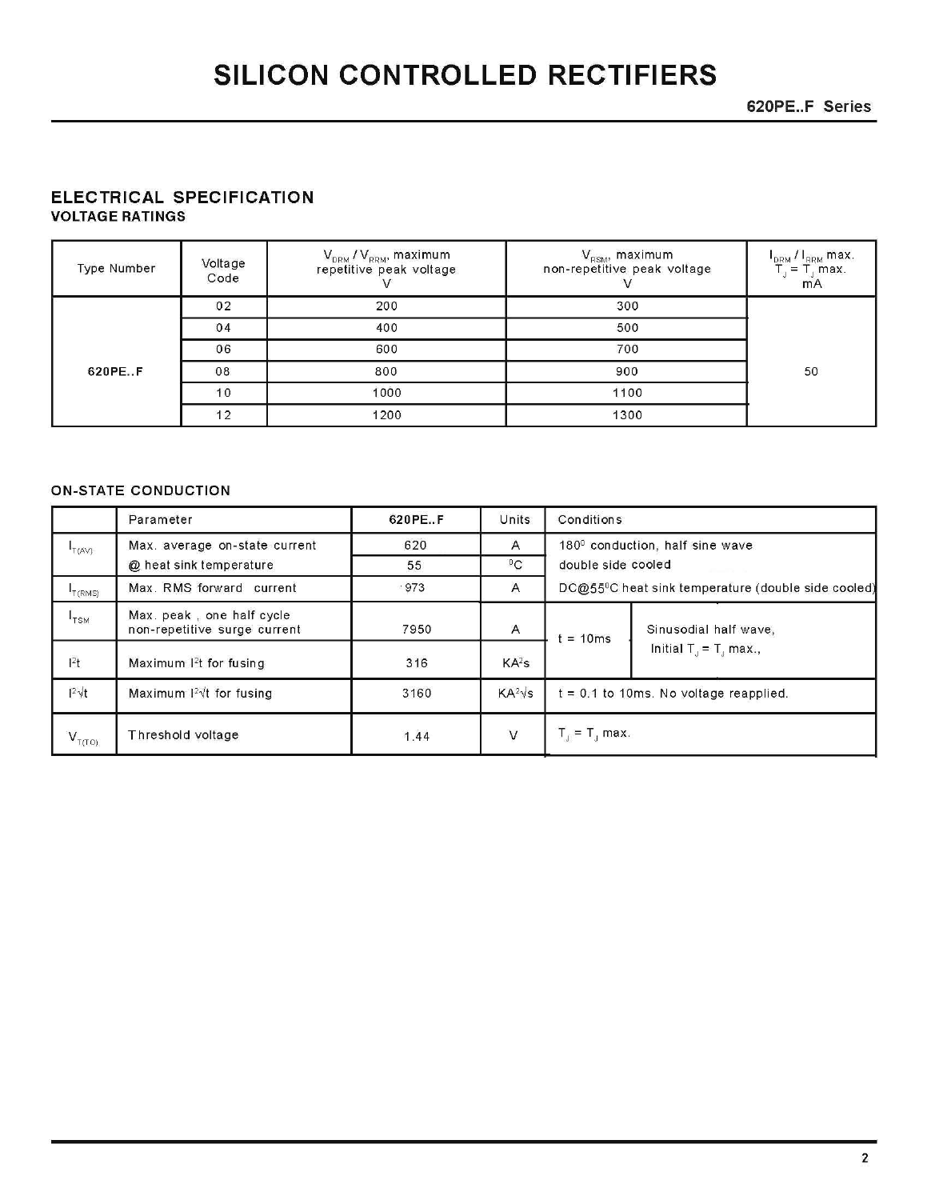# SILICON CONTROLLED RECTIFIERS

**620PE..F Series**

## ELECTRICAL SPECIFICATION

### VOLTAGE RATINGS

| Type Number | Voltage Code | $V_{DRM}$ / $V_{RRM}$, maximum repetitive peak voltage V | $V_{RSM}$, maximum non-repetitive peak voltage V | $I_{DRM}$ / $I_{RRM}$ max. $T_J$ = $T_J$ max. mA |
|---|---|---|---|---|
| 620PE..F | 02 | 200 | 300 | 50 |
| | 04 | 400 | 500 | |
| | 06 | 600 | 700 | |
| | 08 | 800 | 900 | |
| | 10 | 1000 | 1100 | |
| | 12 | 1200 | 1300 | |

### ON-STATE CONDUCTION

| | Parameter | 620PE..F | Units | Conditions | |
|---|---|---|---|---|---|
| $I_{T(AV)}$ | Max. average on-state current | 620 | A | 180° conduction, half sine wave | |
| | @ heat sink temperature | 55 | °C | double side cooled | |
| $I_{T(RMS)}$ | Max. RMS forward current | 973 | A | DC@55°C heat sink temperature (double side cooled) | |
| $I_{TSM}$ | Max. peak , one half cycle non-repetitive surge current | 7950 | A | t = 10ms | Sinusodial half wave, Initial $T_J$ = $T_J$ max., |
| $I^2t$ | Maximum $I^2t$ for fusing | 316 | $KA^2s$ | | |
| $I^2\sqrt{t}$ | Maximum $I^2\sqrt{t}$ for fusing | 3160 | $KA^2\sqrt{s}$ | t = 0.1 to 10ms. No voltage reapplied. | |
| $V_{T(TO)}$ | Threshold voltage | 1.44 | V | $T_J$ = $T_J$ max. | |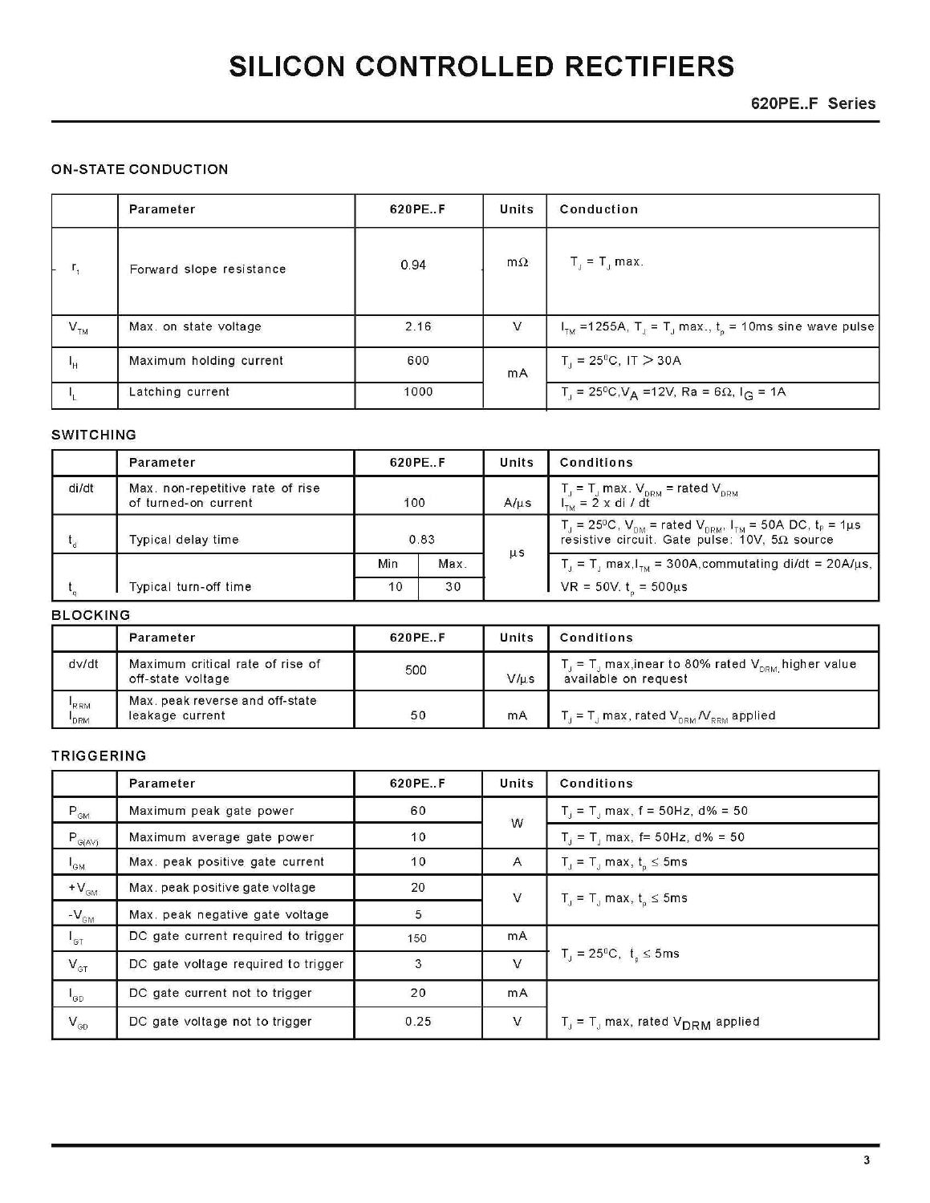# SILICON CONTROLLED RECTIFIERS

**620PE..F Series**

## ON-STATE CONDUCTION

| | Parameter | 620PE..F | Units | Conduction |
|---|---|---|---|---|
| $r_t$ | Forward slope resistance | 0.94 | mΩ | $T_J = T_J$ max. |
| $V_{TM}$ | Max. on state voltage | 2.16 | V | $I_{TM}$ =1255A, $T_J = T_J$ max., $t_p$ = 10ms sine wave pulse |
| $I_H$ | Maximum holding current | 600 | mA | $T_J = 25^0C$, IT > 30A |
| $I_L$ | Latching current | 1000 | mA | $T_J = 25^0C$, $V_A$ =12V, Ra = 6Ω, $I_G$ = 1A |

## SWITCHING

| | Parameter | 620PE..F | | Units | Conditions |
|---|---|---|---|---|---|
| di/dt | Max. non-repetitive rate of rise of turned-on current | 100 | | A/µs | $T_J = T_J$ max. $V_{DRM}$ = rated $V_{DRM}$ $I_{TM}$ = 2 x di / dt |
| $t_d$ | Typical delay time | 0.83 | | µs | $T_J = 25^0C$, $V_{DM}$ = rated $V_{DRM}$, $I_{TM}$ = 50A DC, $t_P$ = 1µs resistive circuit. Gate pulse: 10V, 5Ω source |
| | | Min | Max. | | |
| $t_q$ | Typical turn-off time | 10 | 30 | µs | $T_J = T_J$ max, $I_{TM}$ = 300A, commutating di/dt = 20A/µs, VR = 50V. $t_p$ = 500µs |

## BLOCKING

| | Parameter | 620PE..F | Units | Conditions |
|---|---|---|---|---|
| dv/dt | Maximum critical rate of rise of off-state voltage | 500 | V/µs | $T_J = T_J$ max,inear to 80% rated $V_{DRM}$, higher value available on request |
| $I_{RRM}$ $I_{DRM}$ | Max. peak reverse and off-state leakage current | 50 | mA | $T_J = T_J$ max, rated $V_{DRM}$/$V_{RRM}$ applied |

## TRIGGERING

| | Parameter | 620PE..F | Units | Conditions |
|---|---|---|---|---|
| $P_{GM}$ | Maximum peak gate power | 60 | W | $T_J = T_J$ max, f = 50Hz, d% = 50 |
| $P_{G(AV)}$ | Maximum average gate power | 10 | W | $T_J = T_J$ max, f= 50Hz, d% = 50 |
| $I_{GM}$ | Max. peak positive gate current | 10 | A | $T_J = T_J$ max, $t_p \leq$ 5ms |
| $+V_{GM}$ | Max. peak positive gate voltage | 20 | V | $T_J = T_J$ max, $t_p \leq$ 5ms |
| $-V_{GM}$ | Max. peak negative gate voltage | 5 | V | $T_J = T_J$ max, $t_p \leq$ 5ms |
| $I_{GT}$ | DC gate current required to trigger | 150 | mA | $T_J = 25^0C$, $t_p \leq$ 5ms |
| $V_{GT}$ | DC gate voltage required to trigger | 3 | V | $T_J = 25^0C$, $t_p \leq$ 5ms |
| $I_{GD}$ | DC gate current not to trigger | 20 | mA | $T_J = T_J$ max, rated $V_{DRM}$ applied |
| $V_{GD}$ | DC gate voltage not to trigger | 0.25 | V | $T_J = T_J$ max, rated $V_{DRM}$ applied |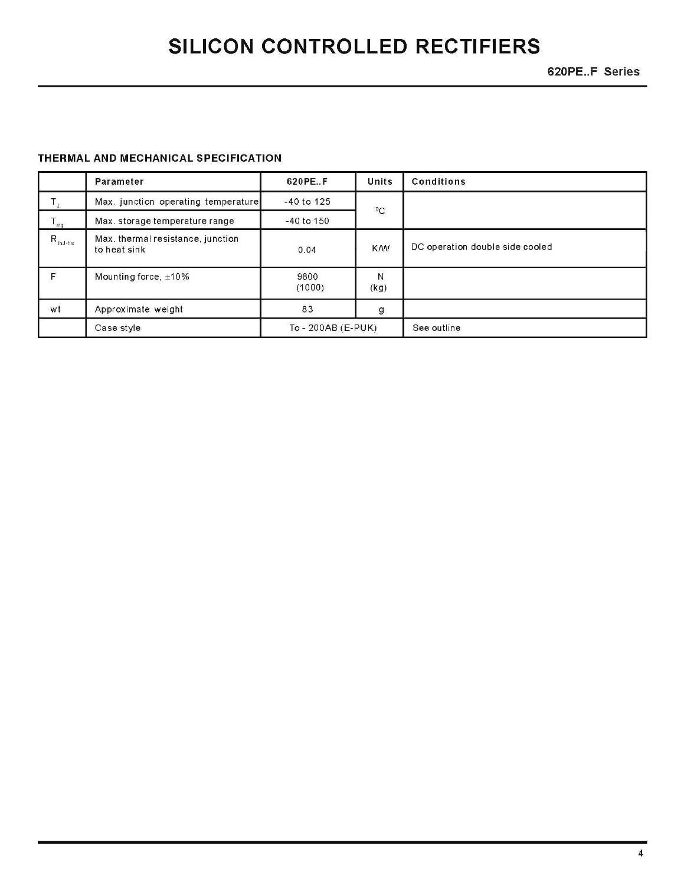## THERMAL AND MECHANICAL SPECIFICATION

| | Parameter | 620PE..F | Units | Conditions |
|---|---|---|---|---|
| $T_J$ | Max. junction operating temperature | -40 to 125 | $^0C$ | |
| $T_{stg}$ | Max. storage temperature range | -40 to 150 | | |
| $R_{thJ-hs}$ | Max. thermal resistance, junction to heat sink | 0.04 | K/W | DC operation double side cooled |
| F | Mounting force, ±10% | 9800 (1000) | N (kg) | |
| wt | Approximate weight | 83 | g | |
| | Case style | To - 200AB (E-PUK) | | See outline |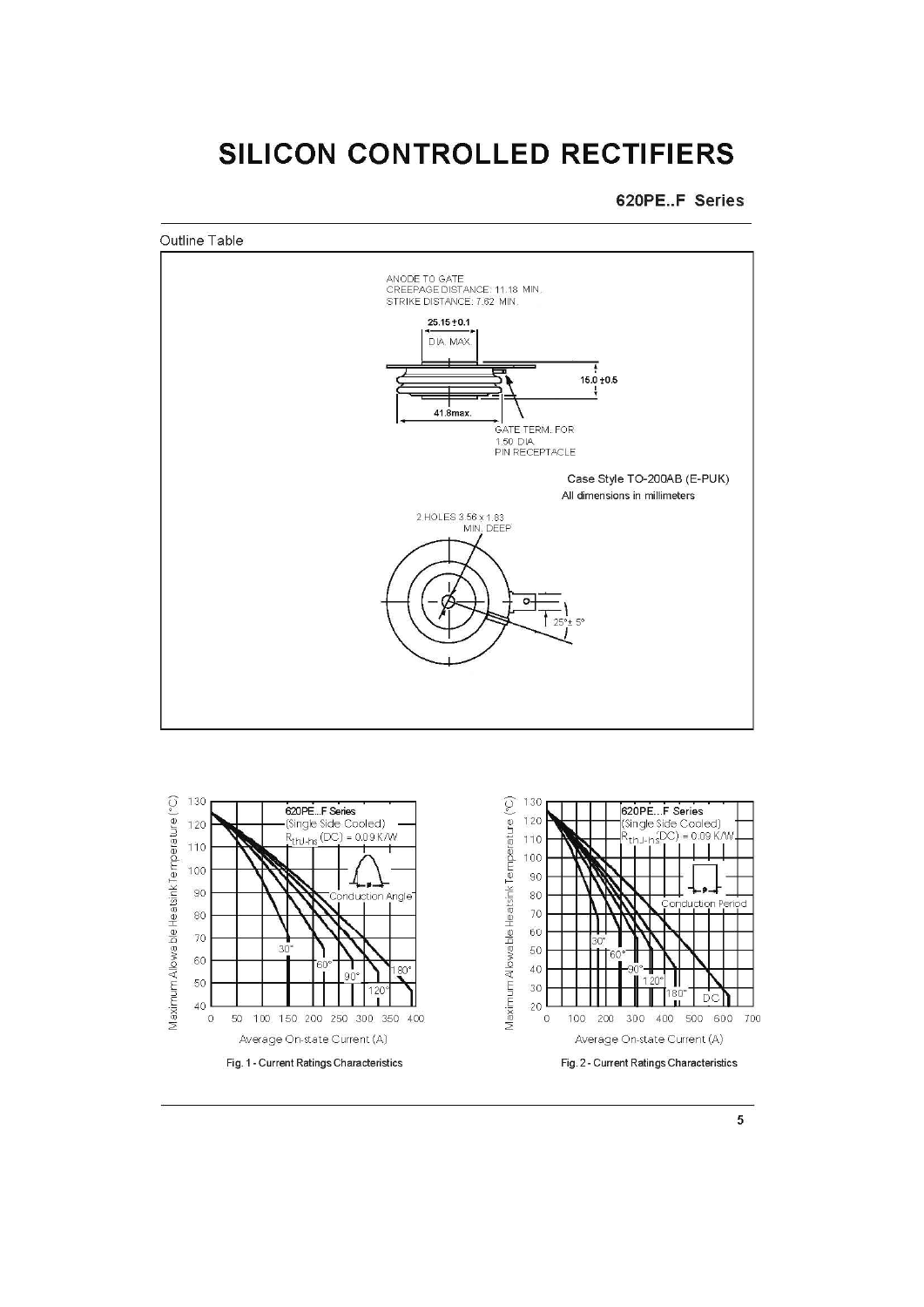# SILICON CONTROLLED RECTIFIERS

## 620PE..F Series

Outline Table

ANODE TO GATE
CREEPAGE DISTANCE: 11.18 MIN.
STRIKE DISTANCE: 7.62 MIN.

25.15 ±0.1
DIA. MAX.

15.0 ±0.5

41.8max.

GATE TERM. FOR
1.50 DIA.
PIN RECEPTACLE

Case Style TO-200AB (E-PUK)
All dimensions in millimeters

2 HOLES 3.56 x 1.83
MIN. DEEP

25° ± 5°

620PE...F Series
(Single Side Cooled)
$R_{thJ-hs}$(DC) = 0.09 K/W

Conduction Angle

30°, 60°, 90°, 120°, 180°

Maximum Allowable Heatsink Temperature (°C)

Average On-state Current (A)

Fig. 1 - Current Ratings Characteristics

620PE...F Series
(Single Side Cooled)
$R_{thJ-hs}$(DC) = 0.09 K/W

Conduction Period

30°, 60°, 90°, 120°, 180°, DC

Maximum Allowable Heatsink Temperature (°C)

Average On-state Current (A)

Fig. 2 - Current Ratings Characteristics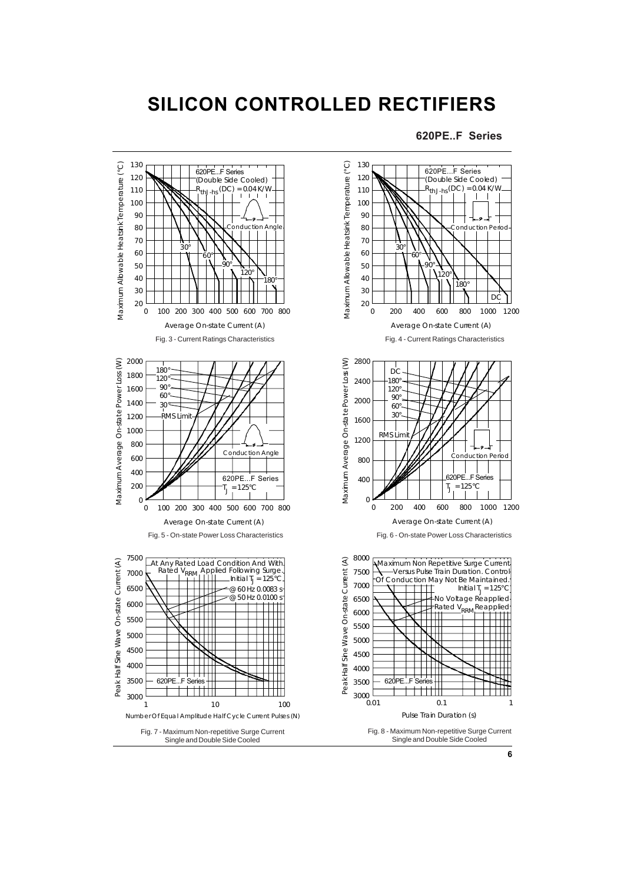# SILICON CONTROLLED RECTIFIERS

## 620PE..F Series

Fig. 3 - Current Ratings Characteristics

Fig. 4 - Current Ratings Characteristics

Fig. 5 - On-state Power Loss Characteristics

Fig. 6 - On-state Power Loss Characteristics

Fig. 7 - Maximum Non-repetitive Surge Current Single and Double Side Cooled

Fig. 8 - Maximum Non-repetitive Surge Current Single and Double Side Cooled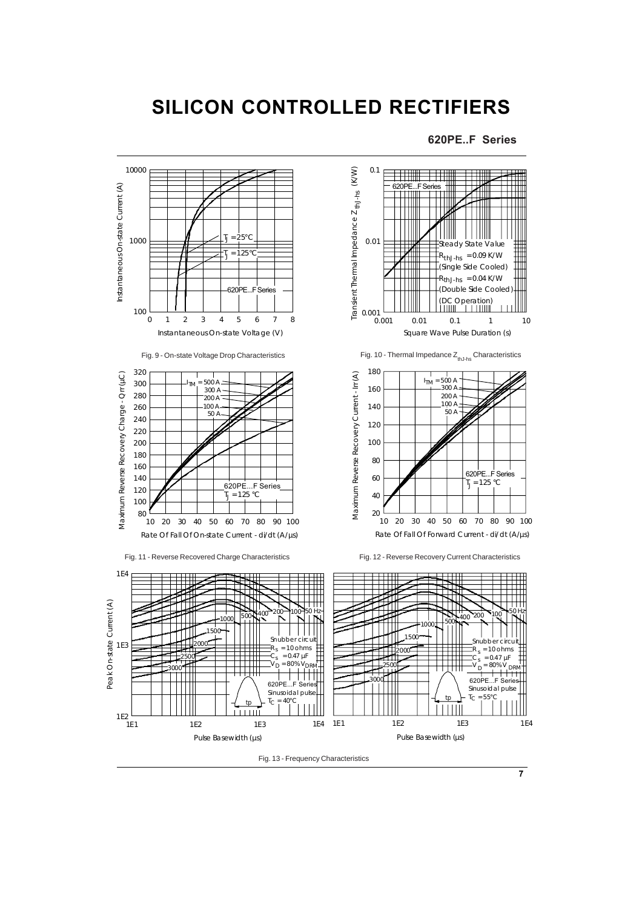# SILICON CONTROLLED RECTIFIERS

**620PE..F Series**

Fig. 9 - On-state Voltage Drop Characteristics

Fig. 10 - Thermal Impedance $Z_{thJ-hs}$ Characteristics

Fig. 11 - Reverse Recovered Charge Characteristics

Fig. 12 - Reverse Recovery Current Characteristics

Fig. 13 - Frequency Characteristics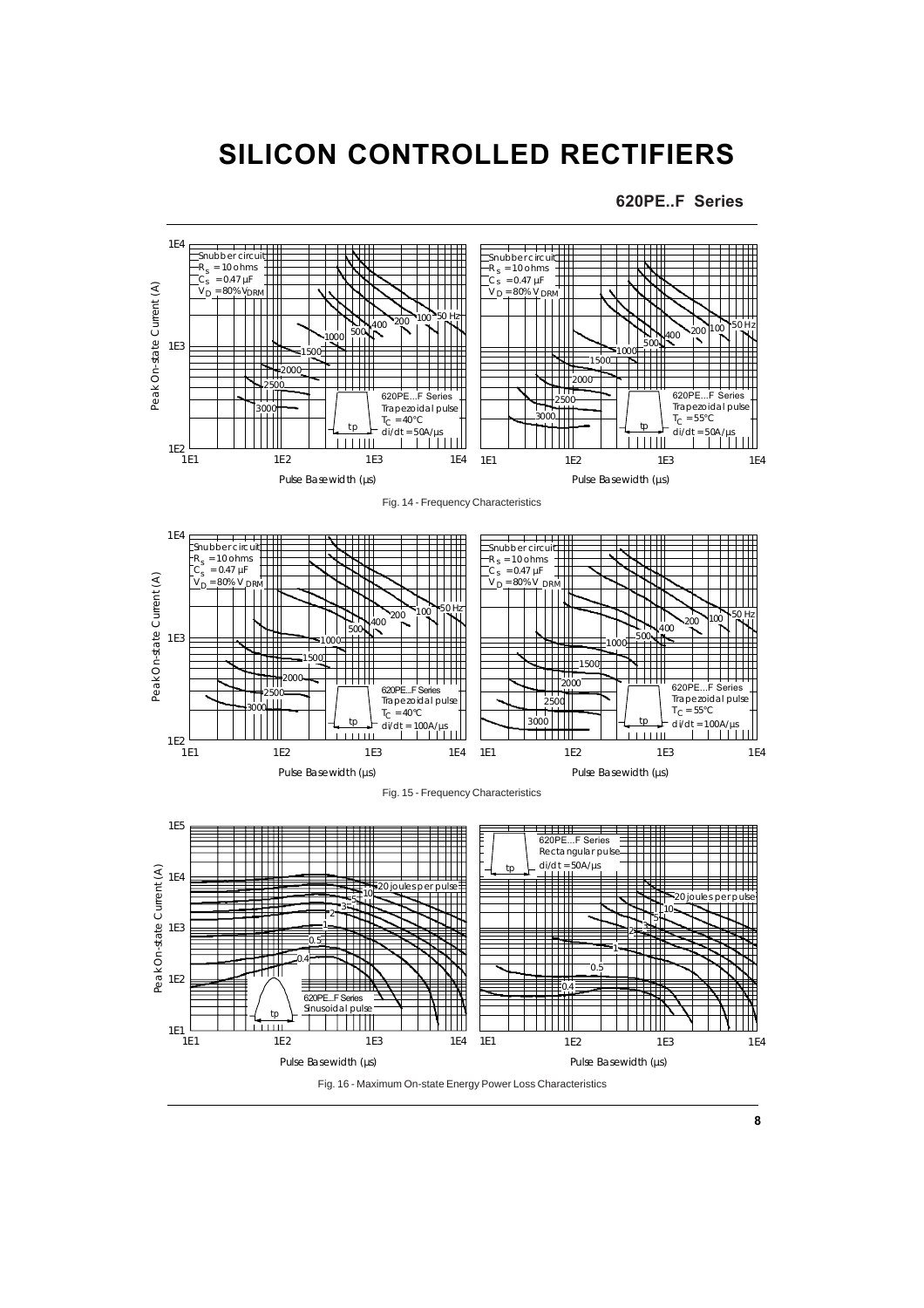# SILICON CONTROLLED RECTIFIERS

**620PE..F Series**

Fig. 14 - Frequency Characteristics

Fig. 15 - Frequency Characteristics

Fig. 16 - Maximum On-state Energy Power Loss Characteristics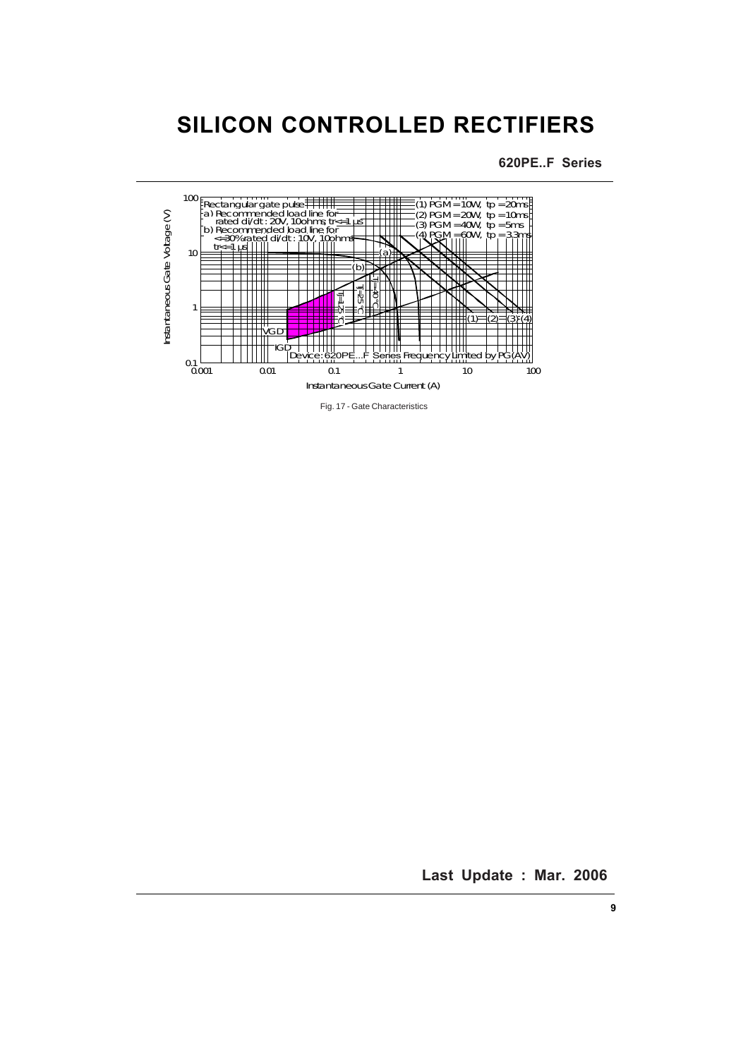# SILICON CONTROLLED RECTIFIERS

**620PE..F Series**

Rectangular gate pulse
a) Recommended load line for rated di/dt : 20V, 10ohms, tr<=1 µs
b) Recommended load line for <=30% rated di/dt : 10V, 10ohms tr<=1 µs

(1) PGM = 10W, tp = 20ms
(2) PGM = 20W, tp = 10ms
(3) PGM = 40W, tp = 5ms
(4) PGM = 60W, tp = 3.3ms

(a)
(b)
TJ=-40 °C
TJ=25 °C
TJ=125 °C
VGD
IGD
(1) (2) (3) (4)
Device: 620PE...F Series Frequency Limited by PG(AV)

Instantaneous Gate Voltage (V)
100
10
1
0.1

Instantaneous Gate Current (A)
0.001
0.01
0.1
1
10
100

Fig. 17 - Gate Characteristics

**Last Update : Mar. 2006**